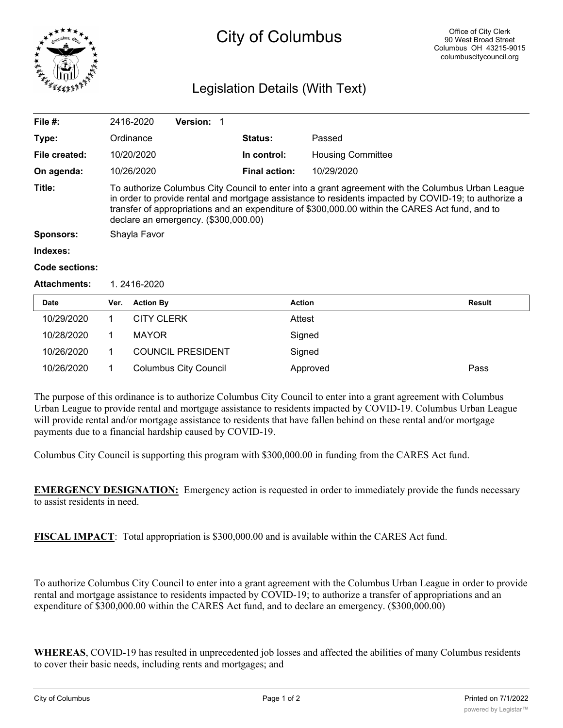# City of Columbus

Office of City Clerk
90 West Broad Street
Columbus OH 43215-9015
columbuscitycouncil.org

## Legislation Details (With Text)

| | | | |
|---|---|---|---|
| **File #:** | 2416-2020 **Version:** 1 | | |
| **Type:** | Ordinance | **Status:** | Passed |
| **File created:** | 10/20/2020 | **In control:** | Housing Committee |
| **On agenda:** | 10/26/2020 | **Final action:** | 10/29/2020 |

**Title:** To authorize Columbus City Council to enter into a grant agreement with the Columbus Urban League in order to provide rental and mortgage assistance to residents impacted by COVID-19; to authorize a transfer of appropriations and an expenditure of $300,000.00 within the CARES Act fund, and to declare an emergency. ($300,000.00)

**Sponsors:** Shayla Favor

**Indexes:**

**Code sections:**

**Attachments:** 1. 2416-2020

| Date | Ver. | Action By | Action | Result |
|---|---|---|---|---|
| 10/29/2020 | 1 | CITY CLERK | Attest | |
| 10/28/2020 | 1 | MAYOR | Signed | |
| 10/26/2020 | 1 | COUNCIL PRESIDENT | Signed | |
| 10/26/2020 | 1 | Columbus City Council | Approved | Pass |

The purpose of this ordinance is to authorize Columbus City Council to enter into a grant agreement with Columbus Urban League to provide rental and mortgage assistance to residents impacted by COVID-19. Columbus Urban League will provide rental and/or mortgage assistance to residents that have fallen behind on these rental and/or mortgage payments due to a financial hardship caused by COVID-19.

Columbus City Council is supporting this program with $300,000.00 in funding from the CARES Act fund.

**EMERGENCY DESIGNATION:** Emergency action is requested in order to immediately provide the funds necessary to assist residents in need.

**FISCAL IMPACT**: Total appropriation is $300,000.00 and is available within the CARES Act fund.

To authorize Columbus City Council to enter into a grant agreement with the Columbus Urban League in order to provide rental and mortgage assistance to residents impacted by COVID-19; to authorize a transfer of appropriations and an expenditure of $300,000.00 within the CARES Act fund, and to declare an emergency. ($300,000.00)

**WHEREAS**, COVID-19 has resulted in unprecedented job losses and affected the abilities of many Columbus residents to cover their basic needs, including rents and mortgages; and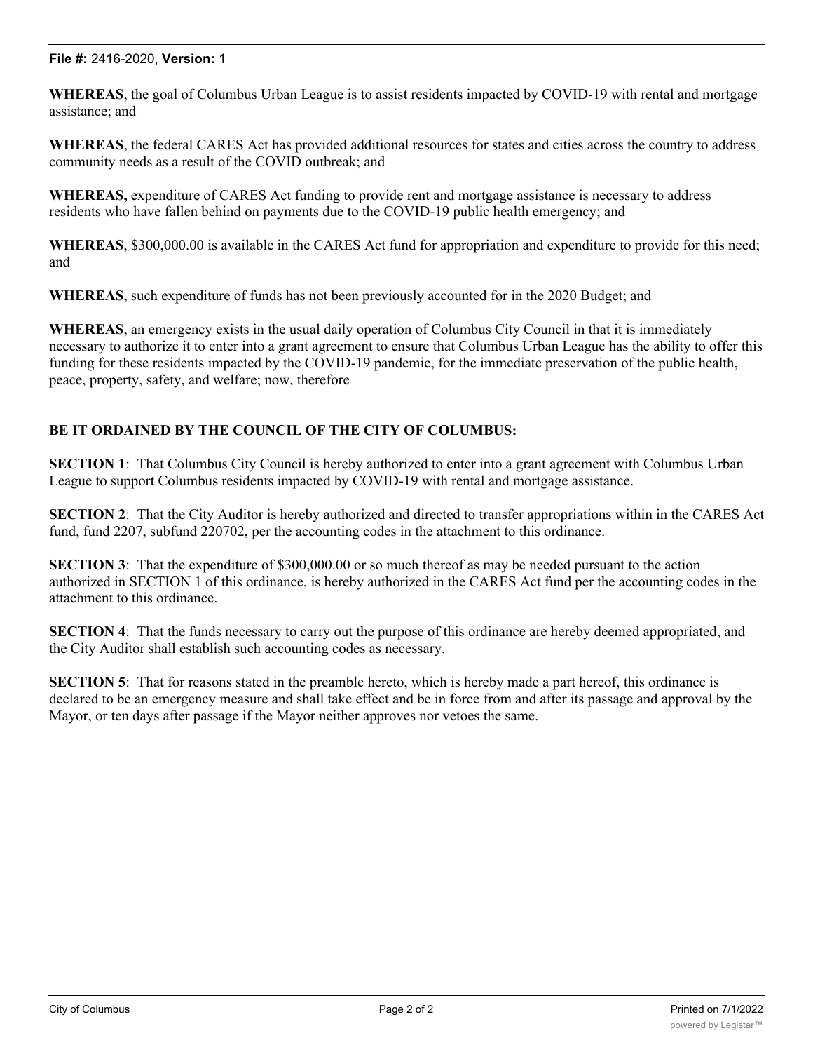**WHEREAS**, the goal of Columbus Urban League is to assist residents impacted by COVID-19 with rental and mortgage assistance; and

**WHEREAS**, the federal CARES Act has provided additional resources for states and cities across the country to address community needs as a result of the COVID outbreak; and

**WHEREAS,** expenditure of CARES Act funding to provide rent and mortgage assistance is necessary to address residents who have fallen behind on payments due to the COVID-19 public health emergency; and

**WHEREAS**, $300,000.00 is available in the CARES Act fund for appropriation and expenditure to provide for this need; and

**WHEREAS**, such expenditure of funds has not been previously accounted for in the 2020 Budget; and

**WHEREAS**, an emergency exists in the usual daily operation of Columbus City Council in that it is immediately necessary to authorize it to enter into a grant agreement to ensure that Columbus Urban League has the ability to offer this funding for these residents impacted by the COVID-19 pandemic, for the immediate preservation of the public health, peace, property, safety, and welfare; now, therefore

**BE IT ORDAINED BY THE COUNCIL OF THE CITY OF COLUMBUS:**

**SECTION 1**: That Columbus City Council is hereby authorized to enter into a grant agreement with Columbus Urban League to support Columbus residents impacted by COVID-19 with rental and mortgage assistance.

**SECTION 2**: That the City Auditor is hereby authorized and directed to transfer appropriations within in the CARES Act fund, fund 2207, subfund 220702, per the accounting codes in the attachment to this ordinance.

**SECTION 3**: That the expenditure of $300,000.00 or so much thereof as may be needed pursuant to the action authorized in SECTION 1 of this ordinance, is hereby authorized in the CARES Act fund per the accounting codes in the attachment to this ordinance.

**SECTION 4**: That the funds necessary to carry out the purpose of this ordinance are hereby deemed appropriated, and the City Auditor shall establish such accounting codes as necessary.

**SECTION 5**: That for reasons stated in the preamble hereto, which is hereby made a part hereof, this ordinance is declared to be an emergency measure and shall take effect and be in force from and after its passage and approval by the Mayor, or ten days after passage if the Mayor neither approves nor vetoes the same.